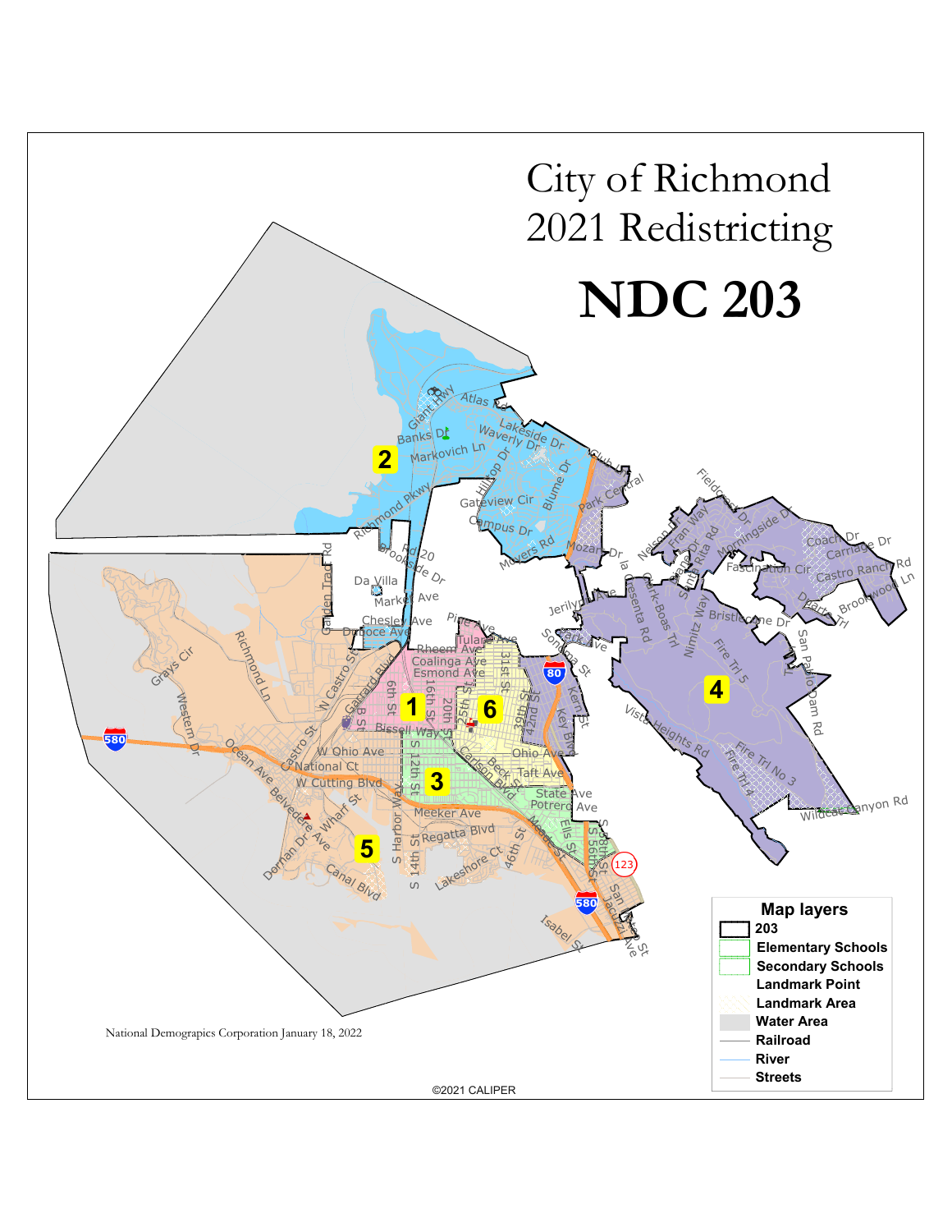# City of Richmond 2021 Redistricting

# NDC 203

**Map layers**

- 203
- Elementary Schools
- Secondary Schools
- Landmark Point
- Landmark Area
- Water Area
- Railroad
- River
- Streets

National Demographics Corporation January 18, 2022

©2021 CALIPER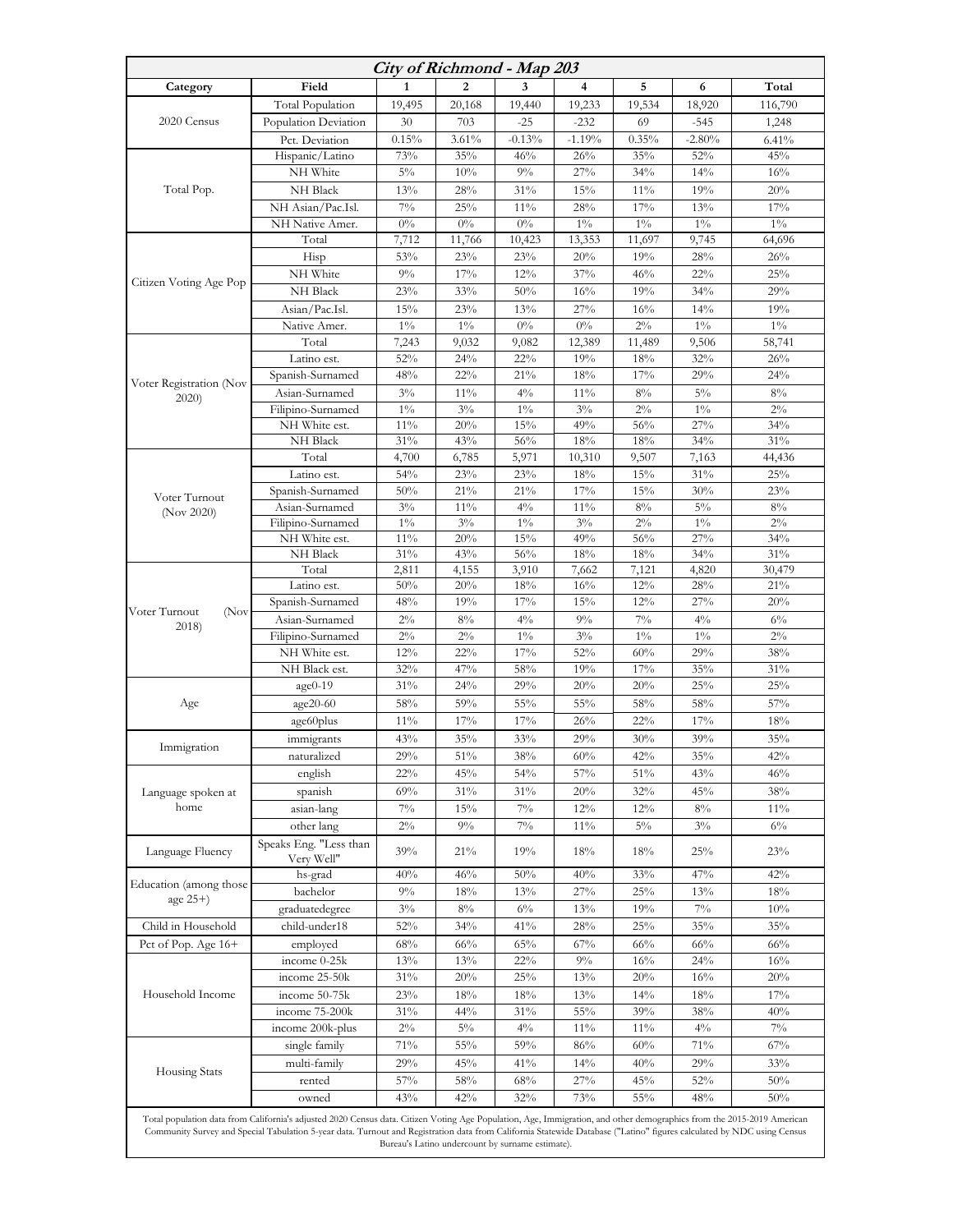# City of Richmond - Map 203

| Category | Field | 1 | 2 | 3 | 4 | 5 | 6 | Total |
|---|---|---|---|---|---|---|---|---|
| 2020 Census | Total Population | 19,495 | 20,168 | 19,440 | 19,233 | 19,534 | 18,920 | 116,790 |
| | Population Deviation | 30 | 703 | -25 | -232 | 69 | -545 | 1,248 |
| | Pct. Deviation | 0.15% | 3.61% | -0.13% | -1.19% | 0.35% | -2.80% | 6.41% |
| Total Pop. | Hispanic/Latino | 73% | 35% | 46% | 26% | 35% | 52% | 45% |
| | NH White | 5% | 10% | 9% | 27% | 34% | 14% | 16% |
| | NH Black | 13% | 28% | 31% | 15% | 11% | 19% | 20% |
| | NH Asian/Pac.Isl. | 7% | 25% | 11% | 28% | 17% | 13% | 17% |
| | NH Native Amer. | 0% | 0% | 0% | 1% | 1% | 1% | 1% |
| Citizen Voting Age Pop | Total | 7,712 | 11,766 | 10,423 | 13,353 | 11,697 | 9,745 | 64,696 |
| | Hisp | 53% | 23% | 23% | 20% | 19% | 28% | 26% |
| | NH White | 9% | 17% | 12% | 37% | 46% | 22% | 25% |
| | NH Black | 23% | 33% | 50% | 16% | 19% | 34% | 29% |
| | Asian/Pac.Isl. | 15% | 23% | 13% | 27% | 16% | 14% | 19% |
| | Native Amer. | 1% | 1% | 0% | 0% | 2% | 1% | 1% |
| Voter Registration (Nov 2020) | Total | 7,243 | 9,032 | 9,082 | 12,389 | 11,489 | 9,506 | 58,741 |
| | Latino est. | 52% | 24% | 22% | 19% | 18% | 32% | 26% |
| | Spanish-Surnamed | 48% | 22% | 21% | 18% | 17% | 29% | 24% |
| | Asian-Surnamed | 3% | 11% | 4% | 11% | 8% | 5% | 8% |
| | Filipino-Surnamed | 1% | 3% | 1% | 3% | 2% | 1% | 2% |
| | NH White est. | 11% | 20% | 15% | 49% | 56% | 27% | 34% |
| | NH Black | 31% | 43% | 56% | 18% | 18% | 34% | 31% |
| Voter Turnout (Nov 2020) | Total | 4,700 | 6,785 | 5,971 | 10,310 | 9,507 | 7,163 | 44,436 |
| | Latino est. | 54% | 23% | 23% | 18% | 15% | 31% | 25% |
| | Spanish-Surnamed | 50% | 21% | 21% | 17% | 15% | 30% | 23% |
| | Asian-Surnamed | 3% | 11% | 4% | 11% | 8% | 5% | 8% |
| | Filipino-Surnamed | 1% | 3% | 1% | 3% | 2% | 1% | 2% |
| | NH White est. | 11% | 20% | 15% | 49% | 56% | 27% | 34% |
| | NH Black | 31% | 43% | 56% | 18% | 18% | 34% | 31% |
| Voter Turnout (Nov 2018) | Total | 2,811 | 4,155 | 3,910 | 7,662 | 7,121 | 4,820 | 30,479 |
| | Latino est. | 50% | 20% | 18% | 16% | 12% | 28% | 21% |
| | Spanish-Surnamed | 48% | 19% | 17% | 15% | 12% | 27% | 20% |
| | Asian-Surnamed | 2% | 8% | 4% | 9% | 7% | 4% | 6% |
| | Filipino-Surnamed | 2% | 2% | 1% | 3% | 1% | 1% | 2% |
| | NH White est. | 12% | 22% | 17% | 52% | 60% | 29% | 38% |
| | NH Black est. | 32% | 47% | 58% | 19% | 17% | 35% | 31% |
| Age | age0-19 | 31% | 24% | 29% | 20% | 20% | 25% | 25% |
| | age20-60 | 58% | 59% | 55% | 55% | 58% | 58% | 57% |
| | age60plus | 11% | 17% | 17% | 26% | 22% | 17% | 18% |
| Immigration | immigrants | 43% | 35% | 33% | 29% | 30% | 39% | 35% |
| | naturalized | 29% | 51% | 38% | 60% | 42% | 35% | 42% |
| Language spoken at home | english | 22% | 45% | 54% | 57% | 51% | 43% | 46% |
| | spanish | 69% | 31% | 31% | 20% | 32% | 45% | 38% |
| | asian-lang | 7% | 15% | 7% | 12% | 12% | 8% | 11% |
| | other lang | 2% | 9% | 7% | 11% | 5% | 3% | 6% |
| Language Fluency | Speaks Eng. "Less than Very Well" | 39% | 21% | 19% | 18% | 18% | 25% | 23% |
| Education (among those age 25+) | hs-grad | 40% | 46% | 50% | 40% | 33% | 47% | 42% |
| | bachelor | 9% | 18% | 13% | 27% | 25% | 13% | 18% |
| | graduatedegree | 3% | 8% | 6% | 13% | 19% | 7% | 10% |
| Child in Household | child-under18 | 52% | 34% | 41% | 28% | 25% | 35% | 35% |
| Pct of Pop. Age 16+ | employed | 68% | 66% | 65% | 67% | 66% | 66% | 66% |
| Household Income | income 0-25k | 13% | 13% | 22% | 9% | 16% | 24% | 16% |
| | income 25-50k | 31% | 20% | 25% | 13% | 20% | 16% | 20% |
| | income 50-75k | 23% | 18% | 18% | 13% | 14% | 18% | 17% |
| | income 75-200k | 31% | 44% | 31% | 55% | 39% | 38% | 40% |
| | income 200k-plus | 2% | 5% | 4% | 11% | 11% | 4% | 7% |
| Housing Stats | single family | 71% | 55% | 59% | 86% | 60% | 71% | 67% |
| | multi-family | 29% | 45% | 41% | 14% | 40% | 29% | 33% |
| | rented | 57% | 58% | 68% | 27% | 45% | 52% | 50% |
| | owned | 43% | 42% | 32% | 73% | 55% | 48% | 50% |

Total population data from California's adjusted 2020 Census data. Citizen Voting Age Population, Age, Immigration, and other demographics from the 2015-2019 American Community Survey and Special Tabulation 5-year data. Turnout and Registration data from California Statewide Database ("Latino" figures calculated by NDC using Census Bureau's Latino undercount by surname estimate).